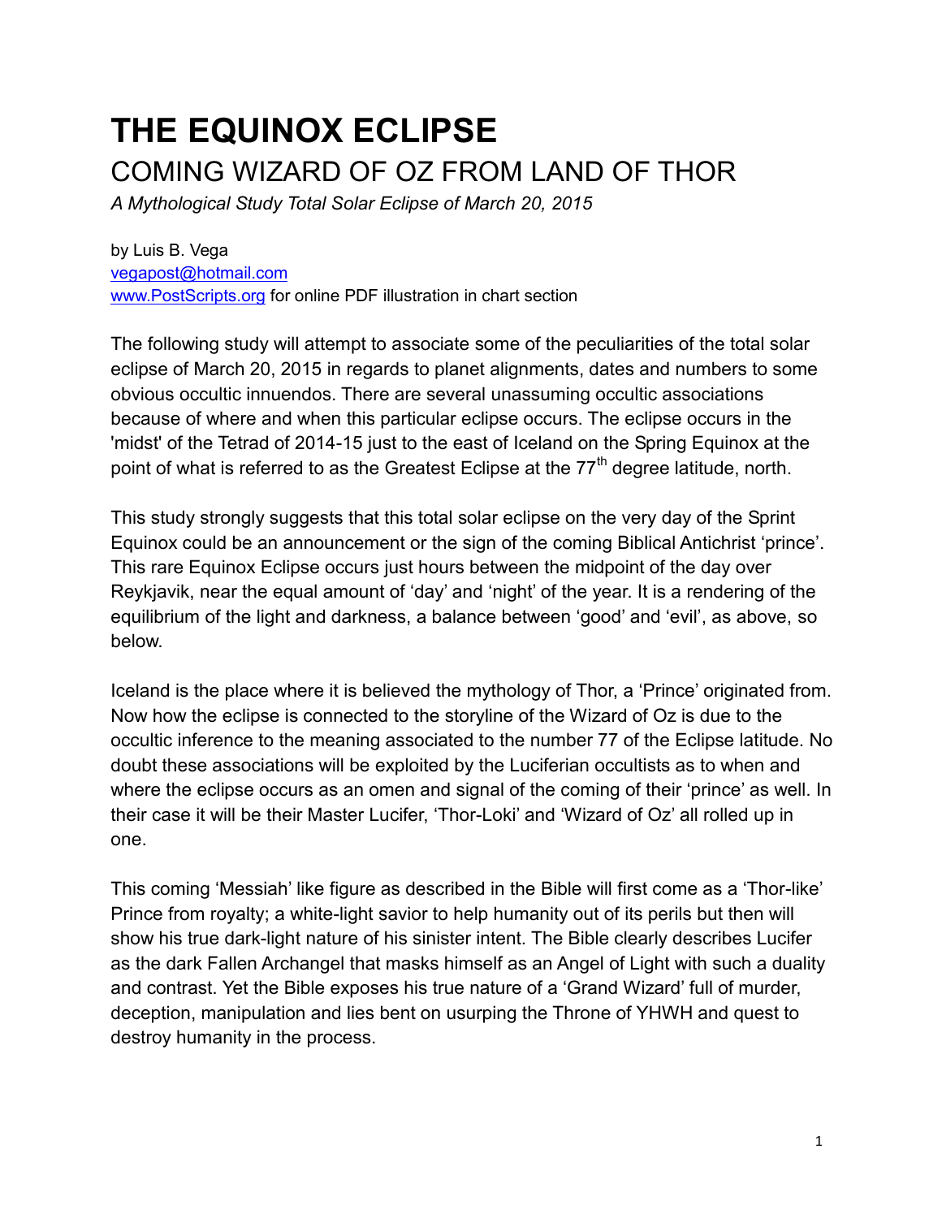# THE EQUINOX ECLIPSE

## COMING WIZARD OF OZ FROM LAND OF THOR

*A Mythological Study Total Solar Eclipse of March 20, 2015*

by Luis B. Vega
vegapost@hotmail.com
www.PostScripts.org for online PDF illustration in chart section

The following study will attempt to associate some of the peculiarities of the total solar eclipse of March 20, 2015 in regards to planet alignments, dates and numbers to some obvious occultic innuendos. There are several unassuming occultic associations because of where and when this particular eclipse occurs. The eclipse occurs in the 'midst' of the Tetrad of 2014-15 just to the east of Iceland on the Spring Equinox at the point of what is referred to as the Greatest Eclipse at the 77th degree latitude, north.

This study strongly suggests that this total solar eclipse on the very day of the Sprint Equinox could be an announcement or the sign of the coming Biblical Antichrist 'prince'. This rare Equinox Eclipse occurs just hours between the midpoint of the day over Reykjavik, near the equal amount of 'day' and 'night' of the year. It is a rendering of the equilibrium of the light and darkness, a balance between 'good' and 'evil', as above, so below.

Iceland is the place where it is believed the mythology of Thor, a 'Prince' originated from. Now how the eclipse is connected to the storyline of the Wizard of Oz is due to the occultic inference to the meaning associated to the number 77 of the Eclipse latitude. No doubt these associations will be exploited by the Luciferian occultists as to when and where the eclipse occurs as an omen and signal of the coming of their 'prince' as well. In their case it will be their Master Lucifer, 'Thor-Loki' and 'Wizard of Oz' all rolled up in one.

This coming 'Messiah' like figure as described in the Bible will first come as a 'Thor-like' Prince from royalty; a white-light savior to help humanity out of its perils but then will show his true dark-light nature of his sinister intent. The Bible clearly describes Lucifer as the dark Fallen Archangel that masks himself as an Angel of Light with such a duality and contrast. Yet the Bible exposes his true nature of a 'Grand Wizard' full of murder, deception, manipulation and lies bent on usurping the Throne of YHWH and quest to destroy humanity in the process.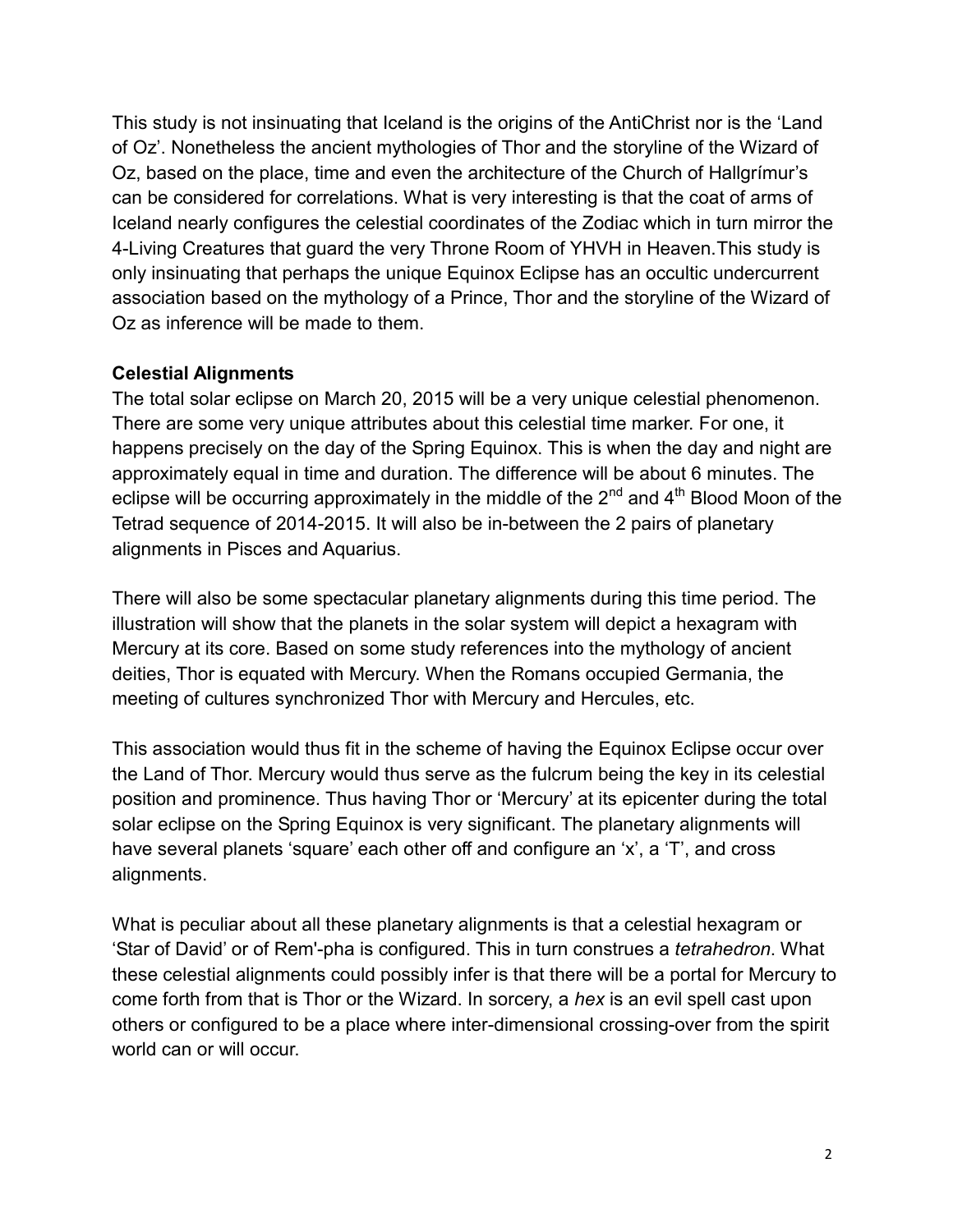This study is not insinuating that Iceland is the origins of the AntiChrist nor is the 'Land of Oz'. Nonetheless the ancient mythologies of Thor and the storyline of the Wizard of Oz, based on the place, time and even the architecture of the Church of Hallgrímur's can be considered for correlations. What is very interesting is that the coat of arms of Iceland nearly configures the celestial coordinates of the Zodiac which in turn mirror the 4-Living Creatures that guard the very Throne Room of YHVH in Heaven.This study is only insinuating that perhaps the unique Equinox Eclipse has an occultic undercurrent association based on the mythology of a Prince, Thor and the storyline of the Wizard of Oz as inference will be made to them.

**Celestial Alignments**

The total solar eclipse on March 20, 2015 will be a very unique celestial phenomenon. There are some very unique attributes about this celestial time marker. For one, it happens precisely on the day of the Spring Equinox. This is when the day and night are approximately equal in time and duration. The difference will be about 6 minutes. The eclipse will be occurring approximately in the middle of the 2nd and 4th Blood Moon of the Tetrad sequence of 2014-2015. It will also be in-between the 2 pairs of planetary alignments in Pisces and Aquarius.

There will also be some spectacular planetary alignments during this time period. The illustration will show that the planets in the solar system will depict a hexagram with Mercury at its core. Based on some study references into the mythology of ancient deities, Thor is equated with Mercury. When the Romans occupied Germania, the meeting of cultures synchronized Thor with Mercury and Hercules, etc.

This association would thus fit in the scheme of having the Equinox Eclipse occur over the Land of Thor. Mercury would thus serve as the fulcrum being the key in its celestial position and prominence. Thus having Thor or 'Mercury' at its epicenter during the total solar eclipse on the Spring Equinox is very significant. The planetary alignments will have several planets 'square' each other off and configure an 'x', a 'T', and cross alignments.

What is peculiar about all these planetary alignments is that a celestial hexagram or 'Star of David' or of Rem'-pha is configured. This in turn construes a *tetrahedron*. What these celestial alignments could possibly infer is that there will be a portal for Mercury to come forth from that is Thor or the Wizard. In sorcery, a *hex* is an evil spell cast upon others or configured to be a place where inter-dimensional crossing-over from the spirit world can or will occur.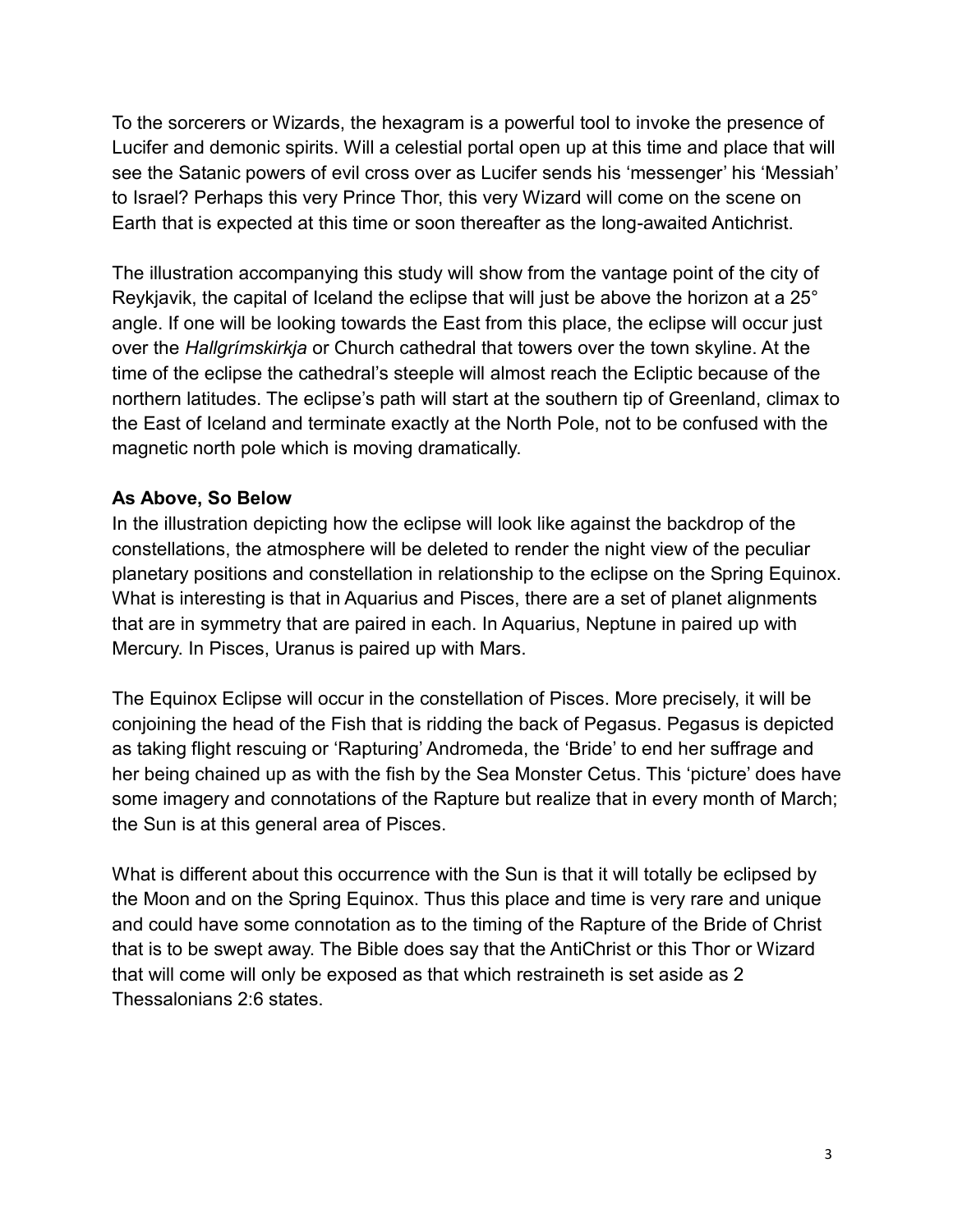To the sorcerers or Wizards, the hexagram is a powerful tool to invoke the presence of Lucifer and demonic spirits. Will a celestial portal open up at this time and place that will see the Satanic powers of evil cross over as Lucifer sends his 'messenger' his 'Messiah' to Israel? Perhaps this very Prince Thor, this very Wizard will come on the scene on Earth that is expected at this time or soon thereafter as the long-awaited Antichrist.

The illustration accompanying this study will show from the vantage point of the city of Reykjavik, the capital of Iceland the eclipse that will just be above the horizon at a 25° angle. If one will be looking towards the East from this place, the eclipse will occur just over the *Hallgrímskirkja* or Church cathedral that towers over the town skyline. At the time of the eclipse the cathedral's steeple will almost reach the Ecliptic because of the northern latitudes. The eclipse's path will start at the southern tip of Greenland, climax to the East of Iceland and terminate exactly at the North Pole, not to be confused with the magnetic north pole which is moving dramatically.

**As Above, So Below**

In the illustration depicting how the eclipse will look like against the backdrop of the constellations, the atmosphere will be deleted to render the night view of the peculiar planetary positions and constellation in relationship to the eclipse on the Spring Equinox. What is interesting is that in Aquarius and Pisces, there are a set of planet alignments that are in symmetry that are paired in each. In Aquarius, Neptune in paired up with Mercury. In Pisces, Uranus is paired up with Mars.

The Equinox Eclipse will occur in the constellation of Pisces. More precisely, it will be conjoining the head of the Fish that is ridding the back of Pegasus. Pegasus is depicted as taking flight rescuing or 'Rapturing' Andromeda, the 'Bride' to end her suffrage and her being chained up as with the fish by the Sea Monster Cetus. This 'picture' does have some imagery and connotations of the Rapture but realize that in every month of March; the Sun is at this general area of Pisces.

What is different about this occurrence with the Sun is that it will totally be eclipsed by the Moon and on the Spring Equinox. Thus this place and time is very rare and unique and could have some connotation as to the timing of the Rapture of the Bride of Christ that is to be swept away. The Bible does say that the AntiChrist or this Thor or Wizard that will come will only be exposed as that which restraineth is set aside as 2 Thessalonians 2:6 states.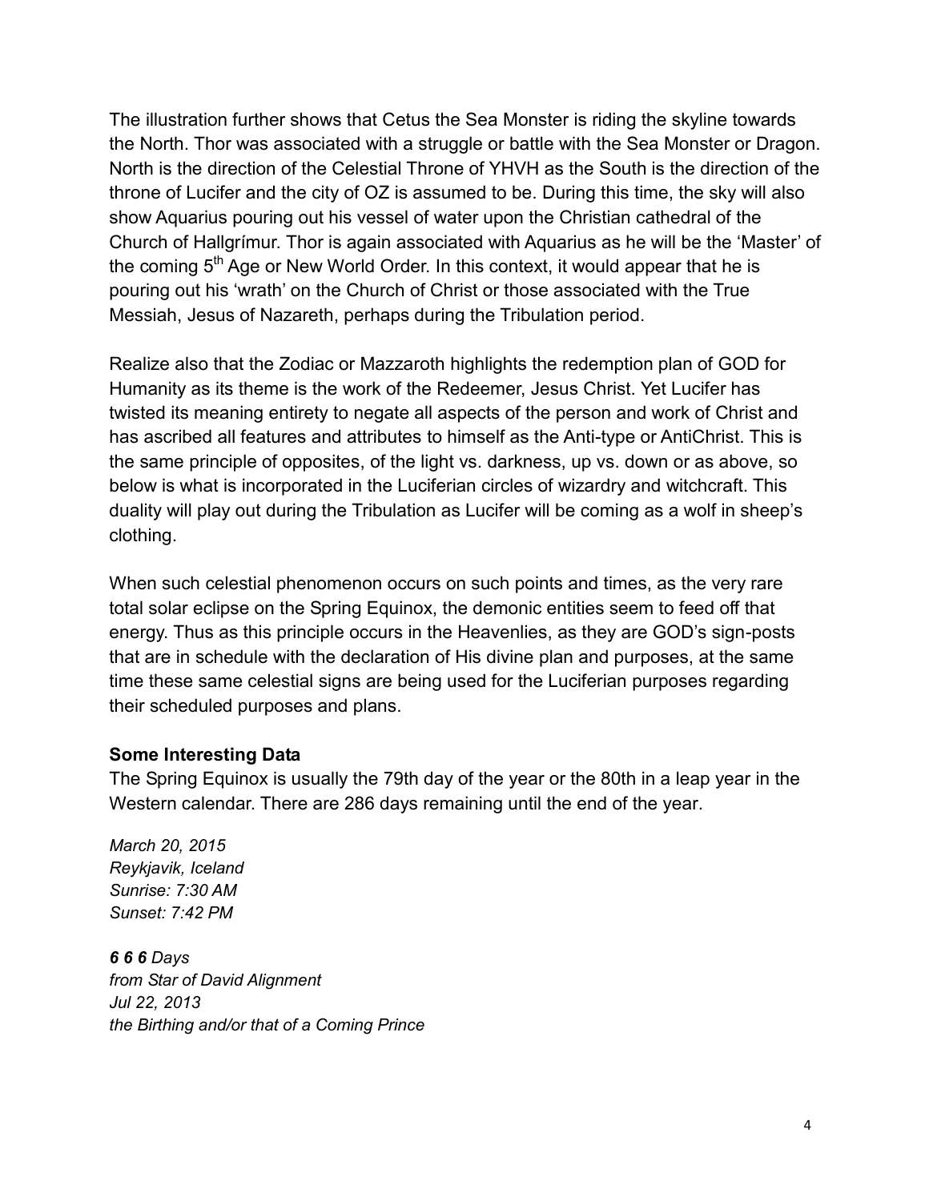The illustration further shows that Cetus the Sea Monster is riding the skyline towards the North. Thor was associated with a struggle or battle with the Sea Monster or Dragon. North is the direction of the Celestial Throne of YHVH as the South is the direction of the throne of Lucifer and the city of OZ is assumed to be. During this time, the sky will also show Aquarius pouring out his vessel of water upon the Christian cathedral of the Church of Hallgrímur. Thor is again associated with Aquarius as he will be the 'Master' of the coming 5th Age or New World Order. In this context, it would appear that he is pouring out his 'wrath' on the Church of Christ or those associated with the True Messiah, Jesus of Nazareth, perhaps during the Tribulation period.

Realize also that the Zodiac or Mazzaroth highlights the redemption plan of GOD for Humanity as its theme is the work of the Redeemer, Jesus Christ. Yet Lucifer has twisted its meaning entirety to negate all aspects of the person and work of Christ and has ascribed all features and attributes to himself as the Anti-type or AntiChrist. This is the same principle of opposites, of the light vs. darkness, up vs. down or as above, so below is what is incorporated in the Luciferian circles of wizardry and witchcraft. This duality will play out during the Tribulation as Lucifer will be coming as a wolf in sheep's clothing.

When such celestial phenomenon occurs on such points and times, as the very rare total solar eclipse on the Spring Equinox, the demonic entities seem to feed off that energy. Thus as this principle occurs in the Heavenlies, as they are GOD's sign-posts that are in schedule with the declaration of His divine plan and purposes, at the same time these same celestial signs are being used for the Luciferian purposes regarding their scheduled purposes and plans.

**Some Interesting Data**
The Spring Equinox is usually the 79th day of the year or the 80th in a leap year in the Western calendar. There are 286 days remaining until the end of the year.

*March 20, 2015*
*Reykjavik, Iceland*
*Sunrise: 7:30 AM*
*Sunset: 7:42 PM*

***6 6 6** Days*
*from Star of David Alignment*
*Jul 22, 2013*
*the Birthing and/or that of a Coming Prince*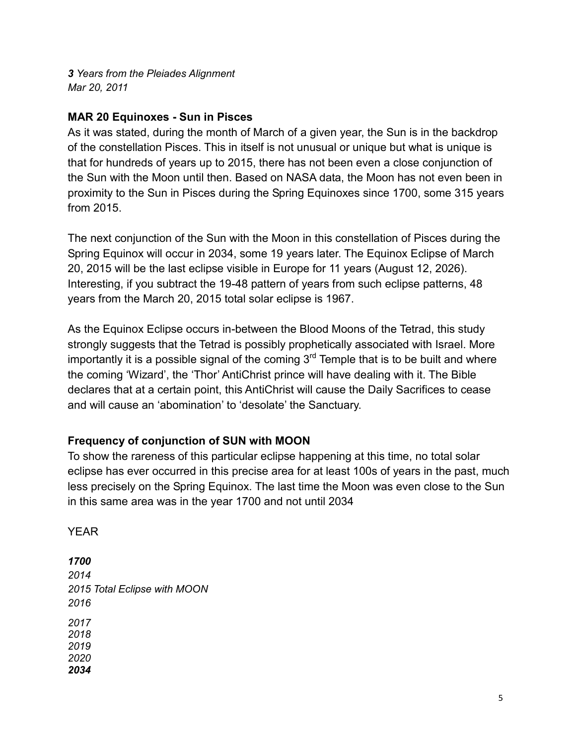***3*** *Years from the Pleiades Alignment*
*Mar 20, 2011*

### MAR 20 Equinoxes - Sun in Pisces

As it was stated, during the month of March of a given year, the Sun is in the backdrop of the constellation Pisces. This in itself is not unusual or unique but what is unique is that for hundreds of years up to 2015, there has not been even a close conjunction of the Sun with the Moon until then. Based on NASA data, the Moon has not even been in proximity to the Sun in Pisces during the Spring Equinoxes since 1700, some 315 years from 2015.

The next conjunction of the Sun with the Moon in this constellation of Pisces during the Spring Equinox will occur in 2034, some 19 years later. The Equinox Eclipse of March 20, 2015 will be the last eclipse visible in Europe for 11 years (August 12, 2026). Interesting, if you subtract the 19-48 pattern of years from such eclipse patterns, 48 years from the March 20, 2015 total solar eclipse is 1967.

As the Equinox Eclipse occurs in-between the Blood Moons of the Tetrad, this study strongly suggests that the Tetrad is possibly prophetically associated with Israel. More importantly it is a possible signal of the coming 3rd Temple that is to be built and where the coming 'Wizard', the 'Thor' AntiChrist prince will have dealing with it. The Bible declares that at a certain point, this AntiChrist will cause the Daily Sacrifices to cease and will cause an 'abomination' to 'desolate' the Sanctuary.

### Frequency of conjunction of SUN with MOON

To show the rareness of this particular eclipse happening at this time, no total solar eclipse has ever occurred in this precise area for at least 100s of years in the past, much less precisely on the Spring Equinox. The last time the Moon was even close to the Sun in this same area was in the year 1700 and not until 2034

YEAR

***1700***
*2014*
*2015 Total Eclipse with MOON*
*2016*
*2017*
*2018*
*2019*
*2020*
***2034***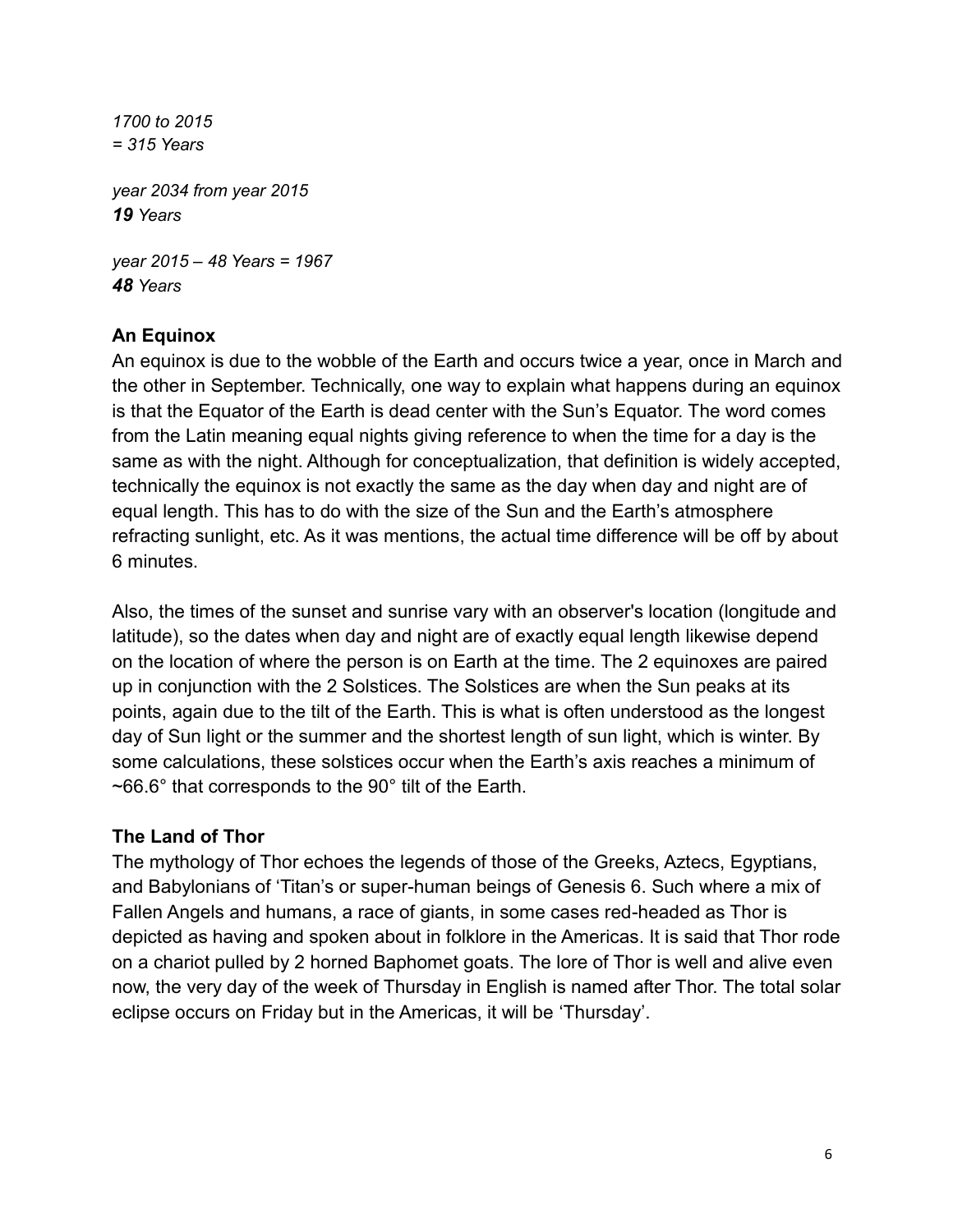*1700 to 2015*
*= 315 Years*

*year 2034 from year 2015*
***19** Years*

*year 2015 – 48 Years = 1967*
***48** Years*

**An Equinox**

An equinox is due to the wobble of the Earth and occurs twice a year, once in March and the other in September. Technically, one way to explain what happens during an equinox is that the Equator of the Earth is dead center with the Sun's Equator. The word comes from the Latin meaning equal nights giving reference to when the time for a day is the same as with the night. Although for conceptualization, that definition is widely accepted, technically the equinox is not exactly the same as the day when day and night are of equal length. This has to do with the size of the Sun and the Earth's atmosphere refracting sunlight, etc. As it was mentions, the actual time difference will be off by about 6 minutes.

Also, the times of the sunset and sunrise vary with an observer's location (longitude and latitude), so the dates when day and night are of exactly equal length likewise depend on the location of where the person is on Earth at the time. The 2 equinoxes are paired up in conjunction with the 2 Solstices. The Solstices are when the Sun peaks at its points, again due to the tilt of the Earth. This is what is often understood as the longest day of Sun light or the summer and the shortest length of sun light, which is winter. By some calculations, these solstices occur when the Earth's axis reaches a minimum of ~66.6° that corresponds to the 90° tilt of the Earth.

**The Land of Thor**

The mythology of Thor echoes the legends of those of the Greeks, Aztecs, Egyptians, and Babylonians of 'Titan's or super-human beings of Genesis 6. Such where a mix of Fallen Angels and humans, a race of giants, in some cases red-headed as Thor is depicted as having and spoken about in folklore in the Americas. It is said that Thor rode on a chariot pulled by 2 horned Baphomet goats. The lore of Thor is well and alive even now, the very day of the week of Thursday in English is named after Thor. The total solar eclipse occurs on Friday but in the Americas, it will be 'Thursday'.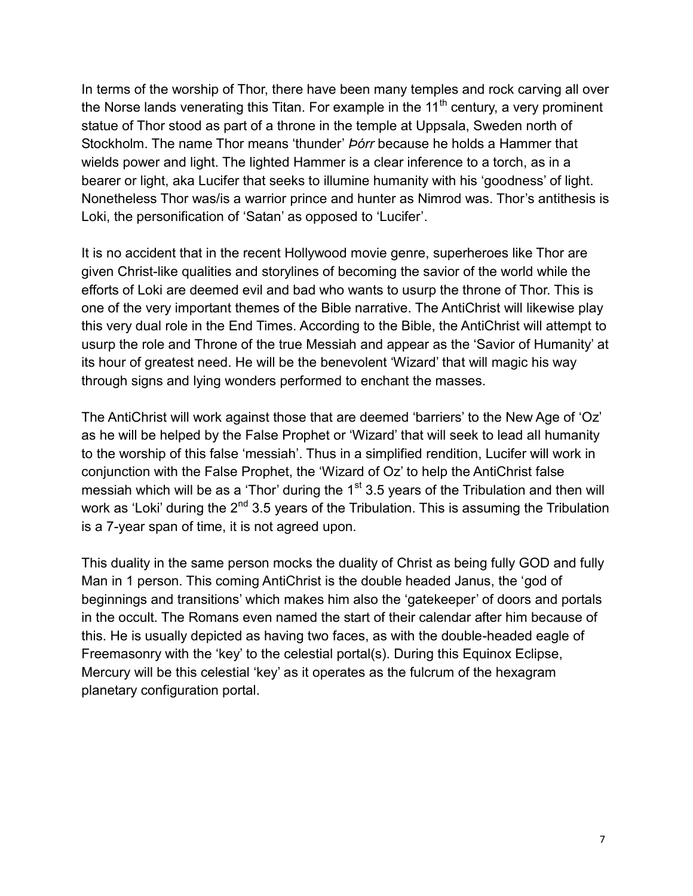In terms of the worship of Thor, there have been many temples and rock carving all over the Norse lands venerating this Titan. For example in the 11th century, a very prominent statue of Thor stood as part of a throne in the temple at Uppsala, Sweden north of Stockholm. The name Thor means 'thunder' *Þórr* because he holds a Hammer that wields power and light. The lighted Hammer is a clear inference to a torch, as in a bearer or light, aka Lucifer that seeks to illumine humanity with his 'goodness' of light. Nonetheless Thor was/is a warrior prince and hunter as Nimrod was. Thor's antithesis is Loki, the personification of 'Satan' as opposed to 'Lucifer'.

It is no accident that in the recent Hollywood movie genre, superheroes like Thor are given Christ-like qualities and storylines of becoming the savior of the world while the efforts of Loki are deemed evil and bad who wants to usurp the throne of Thor. This is one of the very important themes of the Bible narrative. The AntiChrist will likewise play this very dual role in the End Times. According to the Bible, the AntiChrist will attempt to usurp the role and Throne of the true Messiah and appear as the 'Savior of Humanity' at its hour of greatest need. He will be the benevolent 'Wizard' that will magic his way through signs and lying wonders performed to enchant the masses.

The AntiChrist will work against those that are deemed 'barriers' to the New Age of 'Oz' as he will be helped by the False Prophet or 'Wizard' that will seek to lead all humanity to the worship of this false 'messiah'. Thus in a simplified rendition, Lucifer will work in conjunction with the False Prophet, the 'Wizard of Oz' to help the AntiChrist false messiah which will be as a 'Thor' during the 1st 3.5 years of the Tribulation and then will work as 'Loki' during the 2nd 3.5 years of the Tribulation. This is assuming the Tribulation is a 7-year span of time, it is not agreed upon.

This duality in the same person mocks the duality of Christ as being fully GOD and fully Man in 1 person. This coming AntiChrist is the double headed Janus, the 'god of beginnings and transitions' which makes him also the 'gatekeeper' of doors and portals in the occult. The Romans even named the start of their calendar after him because of this. He is usually depicted as having two faces, as with the double-headed eagle of Freemasonry with the 'key' to the celestial portal(s). During this Equinox Eclipse, Mercury will be this celestial 'key' as it operates as the fulcrum of the hexagram planetary configuration portal.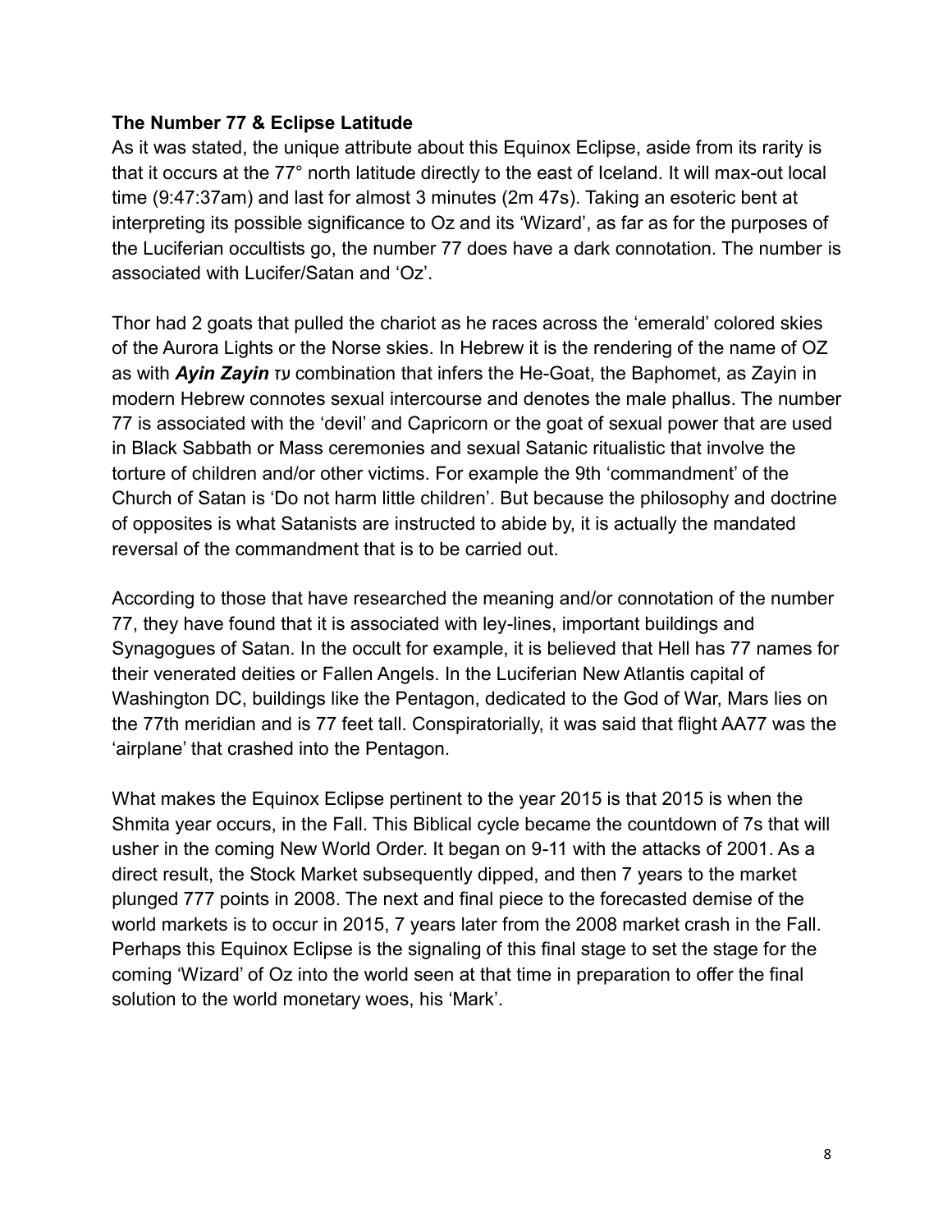**The Number 77 & Eclipse Latitude**

As it was stated, the unique attribute about this Equinox Eclipse, aside from its rarity is that it occurs at the 77° north latitude directly to the east of Iceland. It will max-out local time (9:47:37am) and last for almost 3 minutes (2m 47s). Taking an esoteric bent at interpreting its possible significance to Oz and its 'Wizard', as far as for the purposes of the Luciferian occultists go, the number 77 does have a dark connotation. The number is associated with Lucifer/Satan and 'Oz'.

Thor had 2 goats that pulled the chariot as he races across the 'emerald' colored skies of the Aurora Lights or the Norse skies. In Hebrew it is the rendering of the name of OZ as with ***Ayin Zayin*** עז combination that infers the He-Goat, the Baphomet, as Zayin in modern Hebrew connotes sexual intercourse and denotes the male phallus. The number 77 is associated with the 'devil' and Capricorn or the goat of sexual power that are used in Black Sabbath or Mass ceremonies and sexual Satanic ritualistic that involve the torture of children and/or other victims. For example the 9th 'commandment' of the Church of Satan is 'Do not harm little children'. But because the philosophy and doctrine of opposites is what Satanists are instructed to abide by, it is actually the mandated reversal of the commandment that is to be carried out.

According to those that have researched the meaning and/or connotation of the number 77, they have found that it is associated with ley-lines, important buildings and Synagogues of Satan. In the occult for example, it is believed that Hell has 77 names for their venerated deities or Fallen Angels. In the Luciferian New Atlantis capital of Washington DC, buildings like the Pentagon, dedicated to the God of War, Mars lies on the 77th meridian and is 77 feet tall. Conspiratorially, it was said that flight AA77 was the 'airplane' that crashed into the Pentagon.

What makes the Equinox Eclipse pertinent to the year 2015 is that 2015 is when the Shmita year occurs, in the Fall. This Biblical cycle became the countdown of 7s that will usher in the coming New World Order. It began on 9-11 with the attacks of 2001. As a direct result, the Stock Market subsequently dipped, and then 7 years to the market plunged 777 points in 2008. The next and final piece to the forecasted demise of the world markets is to occur in 2015, 7 years later from the 2008 market crash in the Fall. Perhaps this Equinox Eclipse is the signaling of this final stage to set the stage for the coming 'Wizard' of Oz into the world seen at that time in preparation to offer the final solution to the world monetary woes, his 'Mark'.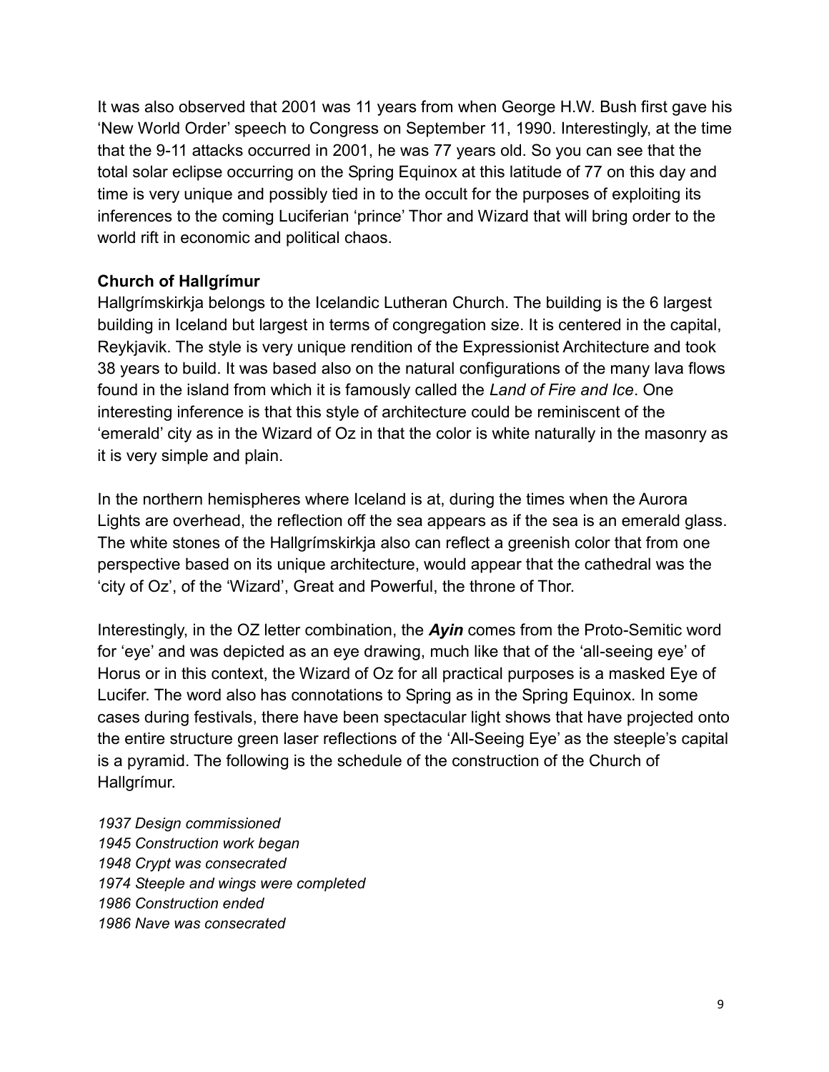It was also observed that 2001 was 11 years from when George H.W. Bush first gave his 'New World Order' speech to Congress on September 11, 1990. Interestingly, at the time that the 9-11 attacks occurred in 2001, he was 77 years old. So you can see that the total solar eclipse occurring on the Spring Equinox at this latitude of 77 on this day and time is very unique and possibly tied in to the occult for the purposes of exploiting its inferences to the coming Luciferian 'prince' Thor and Wizard that will bring order to the world rift in economic and political chaos.

**Church of Hallgrímur**

Hallgrímskirkja belongs to the Icelandic Lutheran Church. The building is the 6 largest building in Iceland but largest in terms of congregation size. It is centered in the capital, Reykjavik. The style is very unique rendition of the Expressionist Architecture and took 38 years to build. It was based also on the natural configurations of the many lava flows found in the island from which it is famously called the *Land of Fire and Ice*. One interesting inference is that this style of architecture could be reminiscent of the 'emerald' city as in the Wizard of Oz in that the color is white naturally in the masonry as it is very simple and plain.

In the northern hemispheres where Iceland is at, during the times when the Aurora Lights are overhead, the reflection off the sea appears as if the sea is an emerald glass. The white stones of the Hallgrímskirkja also can reflect a greenish color that from one perspective based on its unique architecture, would appear that the cathedral was the 'city of Oz', of the 'Wizard', Great and Powerful, the throne of Thor.

Interestingly, in the OZ letter combination, the ***Ayin*** comes from the Proto-Semitic word for 'eye' and was depicted as an eye drawing, much like that of the 'all-seeing eye' of Horus or in this context, the Wizard of Oz for all practical purposes is a masked Eye of Lucifer. The word also has connotations to Spring as in the Spring Equinox. In some cases during festivals, there have been spectacular light shows that have projected onto the entire structure green laser reflections of the 'All-Seeing Eye' as the steeple's capital is a pyramid. The following is the schedule of the construction of the Church of Hallgrímur.

*1937 Design commissioned*
*1945 Construction work began*
*1948 Crypt was consecrated*
*1974 Steeple and wings were completed*
*1986 Construction ended*
*1986 Nave was consecrated*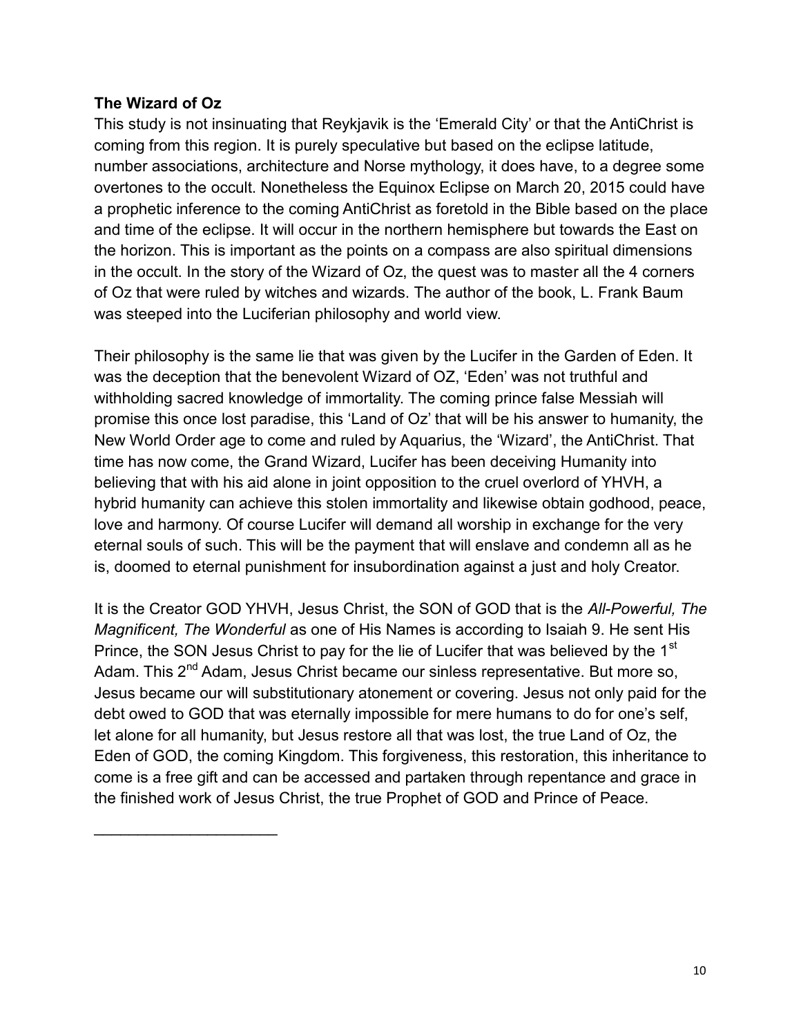**The Wizard of Oz**

This study is not insinuating that Reykjavik is the 'Emerald City' or that the AntiChrist is coming from this region. It is purely speculative but based on the eclipse latitude, number associations, architecture and Norse mythology, it does have, to a degree some overtones to the occult. Nonetheless the Equinox Eclipse on March 20, 2015 could have a prophetic inference to the coming AntiChrist as foretold in the Bible based on the place and time of the eclipse. It will occur in the northern hemisphere but towards the East on the horizon. This is important as the points on a compass are also spiritual dimensions in the occult. In the story of the Wizard of Oz, the quest was to master all the 4 corners of Oz that were ruled by witches and wizards. The author of the book, L. Frank Baum was steeped into the Luciferian philosophy and world view.

Their philosophy is the same lie that was given by the Lucifer in the Garden of Eden. It was the deception that the benevolent Wizard of OZ, 'Eden' was not truthful and withholding sacred knowledge of immortality. The coming prince false Messiah will promise this once lost paradise, this 'Land of Oz' that will be his answer to humanity, the New World Order age to come and ruled by Aquarius, the 'Wizard', the AntiChrist. That time has now come, the Grand Wizard, Lucifer has been deceiving Humanity into believing that with his aid alone in joint opposition to the cruel overlord of YHVH, a hybrid humanity can achieve this stolen immortality and likewise obtain godhood, peace, love and harmony. Of course Lucifer will demand all worship in exchange for the very eternal souls of such. This will be the payment that will enslave and condemn all as he is, doomed to eternal punishment for insubordination against a just and holy Creator.

It is the Creator GOD YHVH, Jesus Christ, the SON of GOD that is the *All-Powerful, The Magnificent, The Wonderful* as one of His Names is according to Isaiah 9. He sent His Prince, the SON Jesus Christ to pay for the lie of Lucifer that was believed by the 1st Adam. This 2nd Adam, Jesus Christ became our sinless representative. But more so, Jesus became our will substitutionary atonement or covering. Jesus not only paid for the debt owed to GOD that was eternally impossible for mere humans to do for one's self, let alone for all humanity, but Jesus restore all that was lost, the true Land of Oz, the Eden of GOD, the coming Kingdom. This forgiveness, this restoration, this inheritance to come is a free gift and can be accessed and partaken through repentance and grace in the finished work of Jesus Christ, the true Prophet of GOD and Prince of Peace.

______________________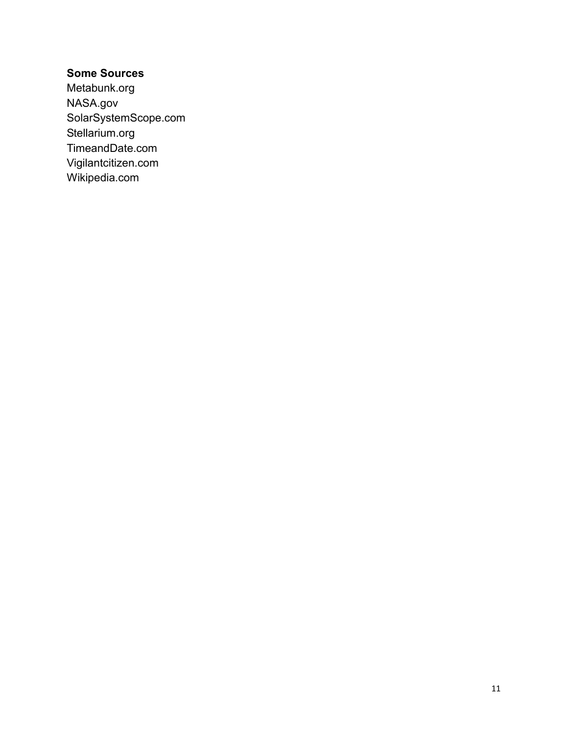**Some Sources**

Metabunk.org
NASA.gov
SolarSystemScope.com
Stellarium.org
TimeandDate.com
Vigilantcitizen.com
Wikipedia.com